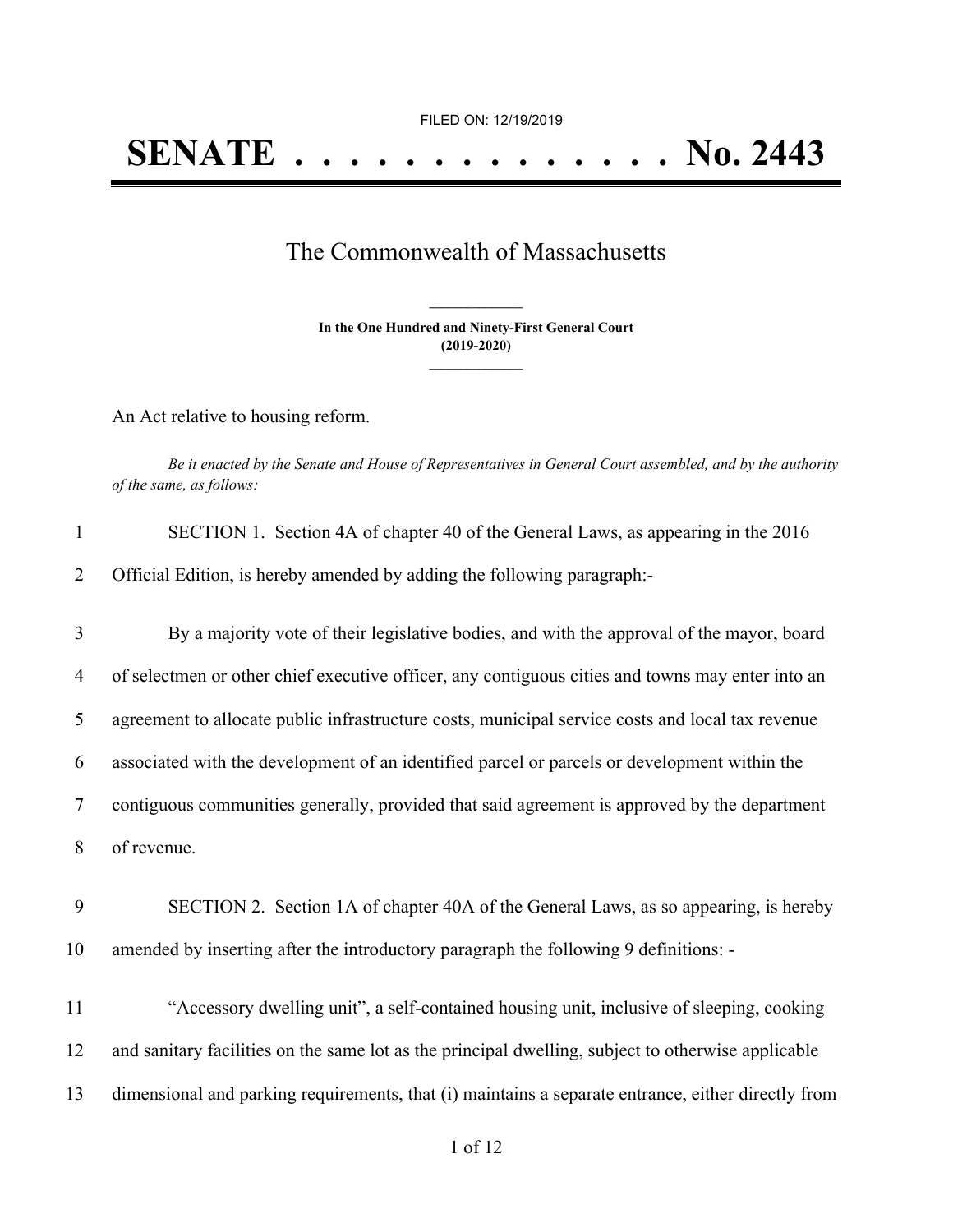FILED ON: 12/19/2019

# SENATE . . . . . . . . . . . . . . No. 2443

## The Commonwealth of Massachusetts

**In the One Hundred and Ninety-First General Court (2019-2020)**

An Act relative to housing reform.

*Be it enacted by the Senate and House of Representatives in General Court assembled, and by the authority of the same, as follows:*

SECTION 1. Section 4A of chapter 40 of the General Laws, as appearing in the 2016 Official Edition, is hereby amended by adding the following paragraph:-

By a majority vote of their legislative bodies, and with the approval of the mayor, board of selectmen or other chief executive officer, any contiguous cities and towns may enter into an agreement to allocate public infrastructure costs, municipal service costs and local tax revenue associated with the development of an identified parcel or parcels or development within the contiguous communities generally, provided that said agreement is approved by the department of revenue.

SECTION 2. Section 1A of chapter 40A of the General Laws, as so appearing, is hereby amended by inserting after the introductory paragraph the following 9 definitions: -

"Accessory dwelling unit", a self-contained housing unit, inclusive of sleeping, cooking and sanitary facilities on the same lot as the principal dwelling, subject to otherwise applicable dimensional and parking requirements, that (i) maintains a separate entrance, either directly from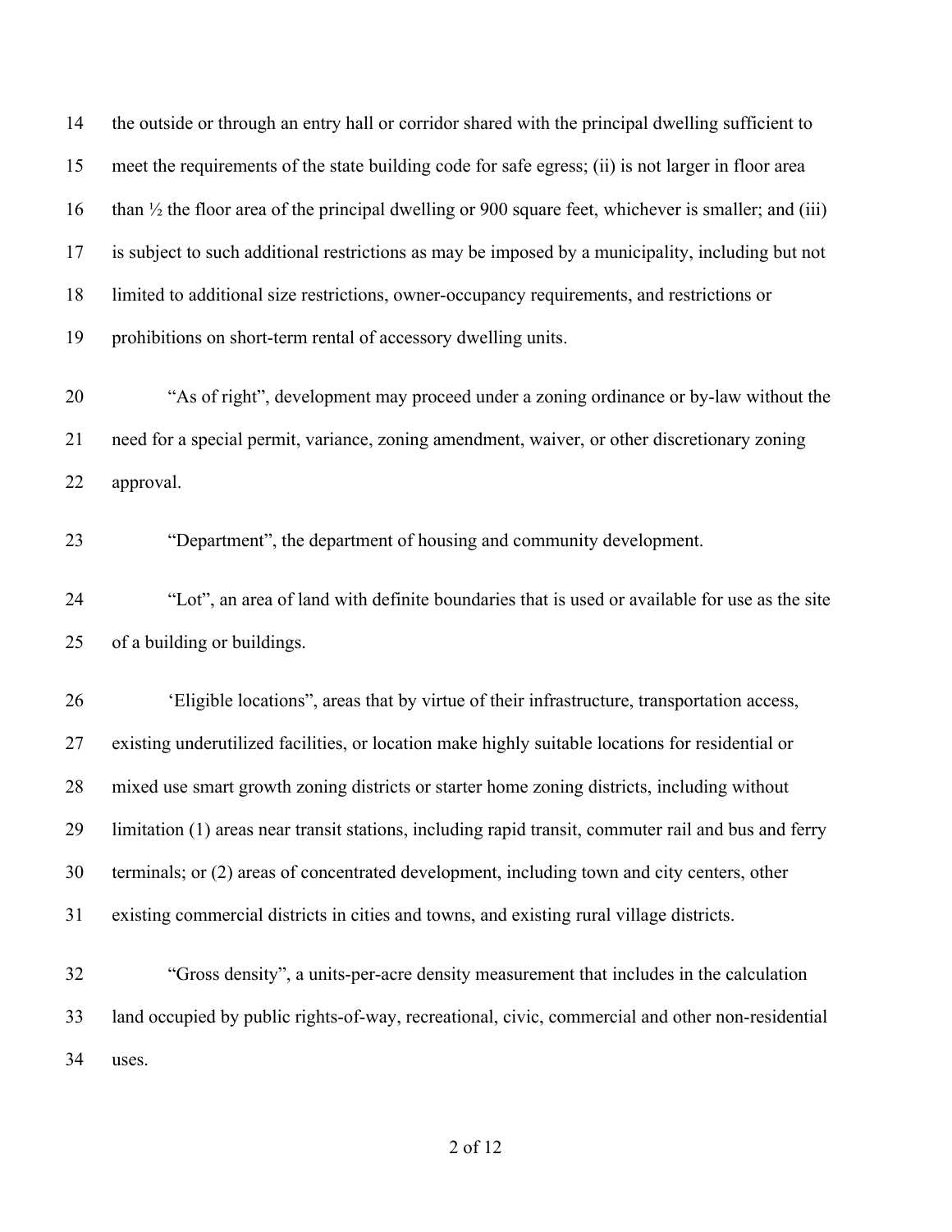the outside or through an entry hall or corridor shared with the principal dwelling sufficient to meet the requirements of the state building code for safe egress; (ii) is not larger in floor area than ½ the floor area of the principal dwelling or 900 square feet, whichever is smaller; and (iii) is subject to such additional restrictions as may be imposed by a municipality, including but not limited to additional size restrictions, owner-occupancy requirements, and restrictions or prohibitions on short-term rental of accessory dwelling units.

"As of right", development may proceed under a zoning ordinance or by-law without the need for a special permit, variance, zoning amendment, waiver, or other discretionary zoning approval.

"Department", the department of housing and community development.

"Lot", an area of land with definite boundaries that is used or available for use as the site of a building or buildings.

'Eligible locations", areas that by virtue of their infrastructure, transportation access, existing underutilized facilities, or location make highly suitable locations for residential or mixed use smart growth zoning districts or starter home zoning districts, including without limitation (1) areas near transit stations, including rapid transit, commuter rail and bus and ferry terminals; or (2) areas of concentrated development, including town and city centers, other existing commercial districts in cities and towns, and existing rural village districts.

"Gross density", a units-per-acre density measurement that includes in the calculation land occupied by public rights-of-way, recreational, civic, commercial and other non-residential uses.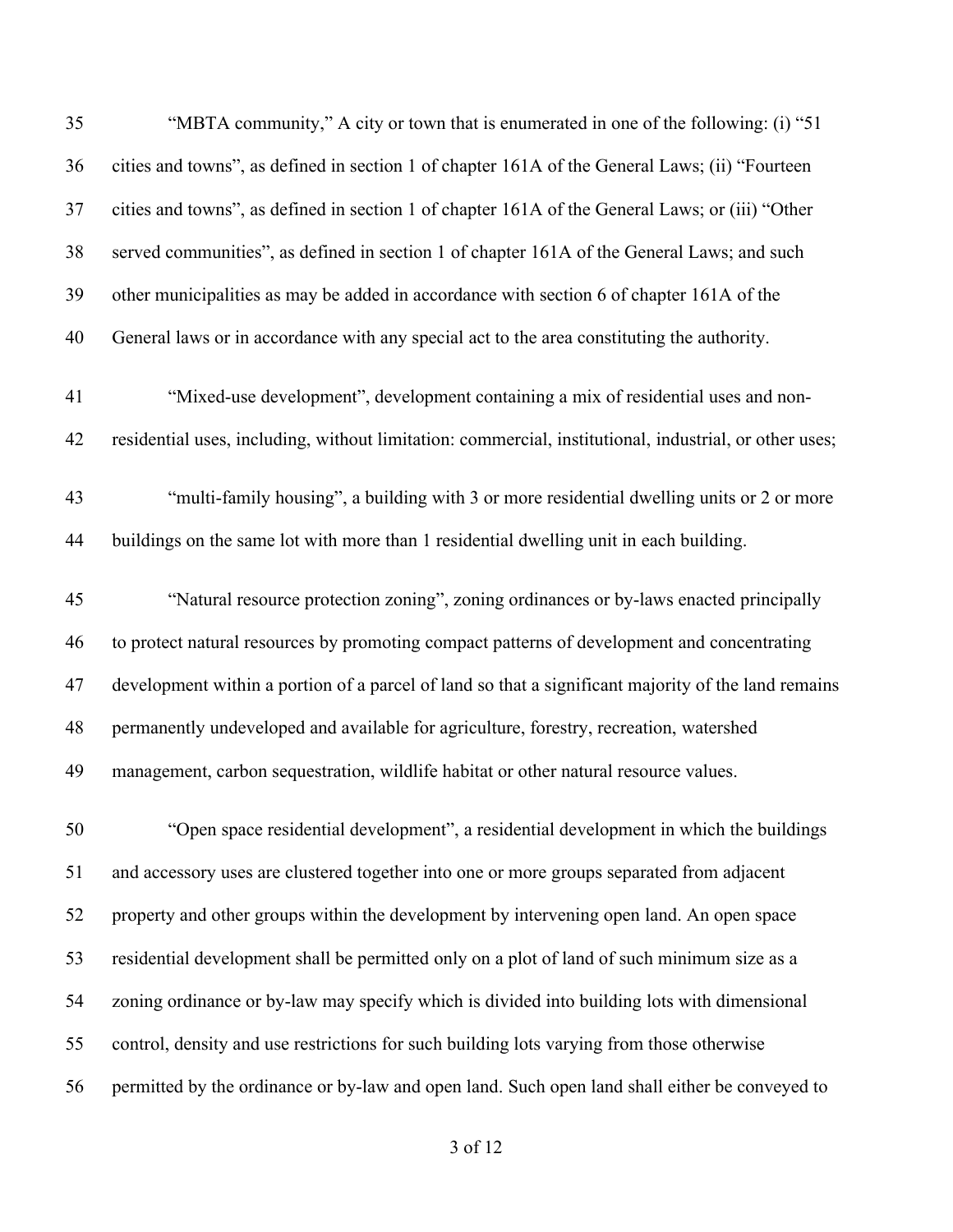"MBTA community," A city or town that is enumerated in one of the following: (i) "51 cities and towns", as defined in section 1 of chapter 161A of the General Laws; (ii) "Fourteen cities and towns", as defined in section 1 of chapter 161A of the General Laws; or (iii) "Other served communities", as defined in section 1 of chapter 161A of the General Laws; and such other municipalities as may be added in accordance with section 6 of chapter 161A of the General laws or in accordance with any special act to the area constituting the authority.

"Mixed-use development", development containing a mix of residential uses and non-residential uses, including, without limitation: commercial, institutional, industrial, or other uses;

"multi-family housing", a building with 3 or more residential dwelling units or 2 or more buildings on the same lot with more than 1 residential dwelling unit in each building.

"Natural resource protection zoning", zoning ordinances or by-laws enacted principally to protect natural resources by promoting compact patterns of development and concentrating development within a portion of a parcel of land so that a significant majority of the land remains permanently undeveloped and available for agriculture, forestry, recreation, watershed management, carbon sequestration, wildlife habitat or other natural resource values.

"Open space residential development", a residential development in which the buildings and accessory uses are clustered together into one or more groups separated from adjacent property and other groups within the development by intervening open land. An open space residential development shall be permitted only on a plot of land of such minimum size as a zoning ordinance or by-law may specify which is divided into building lots with dimensional control, density and use restrictions for such building lots varying from those otherwise permitted by the ordinance or by-law and open land. Such open land shall either be conveyed to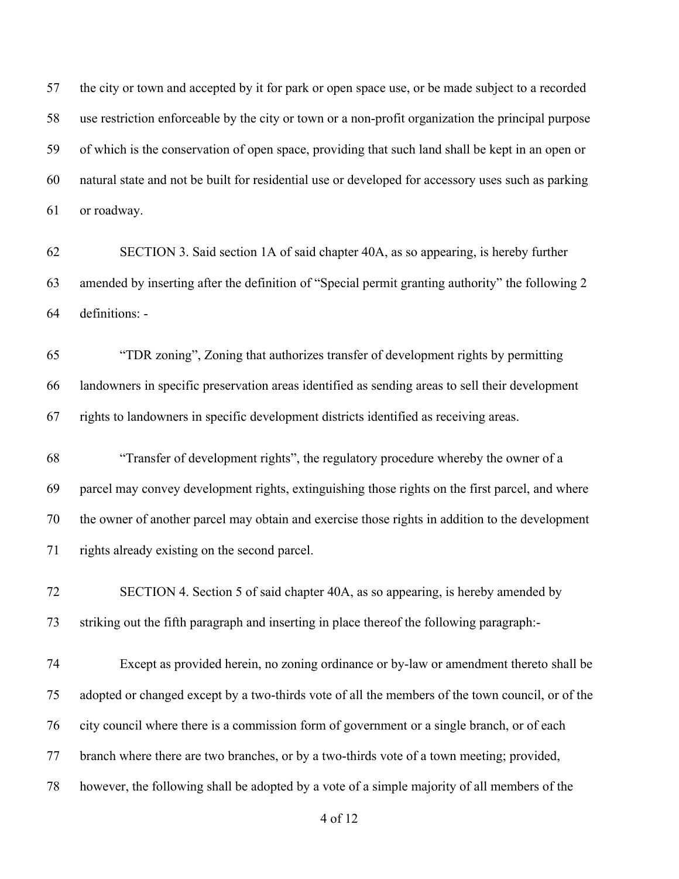the city or town and accepted by it for park or open space use, or be made subject to a recorded use restriction enforceable by the city or town or a non-profit organization the principal purpose of which is the conservation of open space, providing that such land shall be kept in an open or natural state and not be built for residential use or developed for accessory uses such as parking or roadway.

SECTION 3. Said section 1A of said chapter 40A, as so appearing, is hereby further amended by inserting after the definition of "Special permit granting authority" the following 2 definitions: -

"TDR zoning", Zoning that authorizes transfer of development rights by permitting landowners in specific preservation areas identified as sending areas to sell their development rights to landowners in specific development districts identified as receiving areas.

"Transfer of development rights", the regulatory procedure whereby the owner of a parcel may convey development rights, extinguishing those rights on the first parcel, and where the owner of another parcel may obtain and exercise those rights in addition to the development rights already existing on the second parcel.

SECTION 4. Section 5 of said chapter 40A, as so appearing, is hereby amended by striking out the fifth paragraph and inserting in place thereof the following paragraph:-

Except as provided herein, no zoning ordinance or by-law or amendment thereto shall be adopted or changed except by a two-thirds vote of all the members of the town council, or of the city council where there is a commission form of government or a single branch, or of each branch where there are two branches, or by a two-thirds vote of a town meeting; provided, however, the following shall be adopted by a vote of a simple majority of all members of the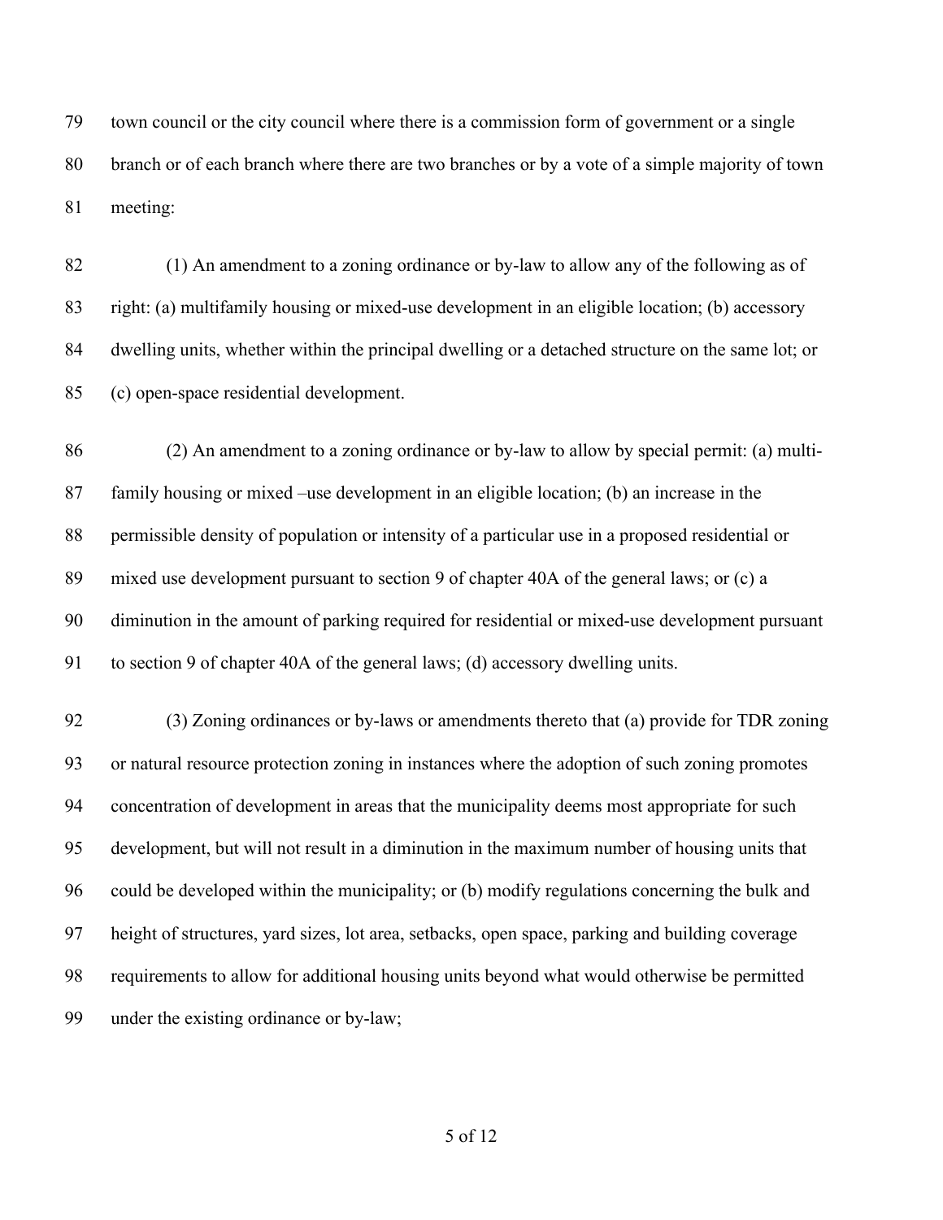town council or the city council where there is a commission form of government or a single branch or of each branch where there are two branches or by a vote of a simple majority of town meeting:

(1) An amendment to a zoning ordinance or by-law to allow any of the following as of right: (a) multifamily housing or mixed-use development in an eligible location; (b) accessory dwelling units, whether within the principal dwelling or a detached structure on the same lot; or (c) open-space residential development.

(2) An amendment to a zoning ordinance or by-law to allow by special permit: (a) multi-family housing or mixed –use development in an eligible location; (b) an increase in the permissible density of population or intensity of a particular use in a proposed residential or mixed use development pursuant to section 9 of chapter 40A of the general laws; or (c) a diminution in the amount of parking required for residential or mixed-use development pursuant to section 9 of chapter 40A of the general laws; (d) accessory dwelling units.

(3) Zoning ordinances or by-laws or amendments thereto that (a) provide for TDR zoning or natural resource protection zoning in instances where the adoption of such zoning promotes concentration of development in areas that the municipality deems most appropriate for such development, but will not result in a diminution in the maximum number of housing units that could be developed within the municipality; or (b) modify regulations concerning the bulk and height of structures, yard sizes, lot area, setbacks, open space, parking and building coverage requirements to allow for additional housing units beyond what would otherwise be permitted under the existing ordinance or by-law;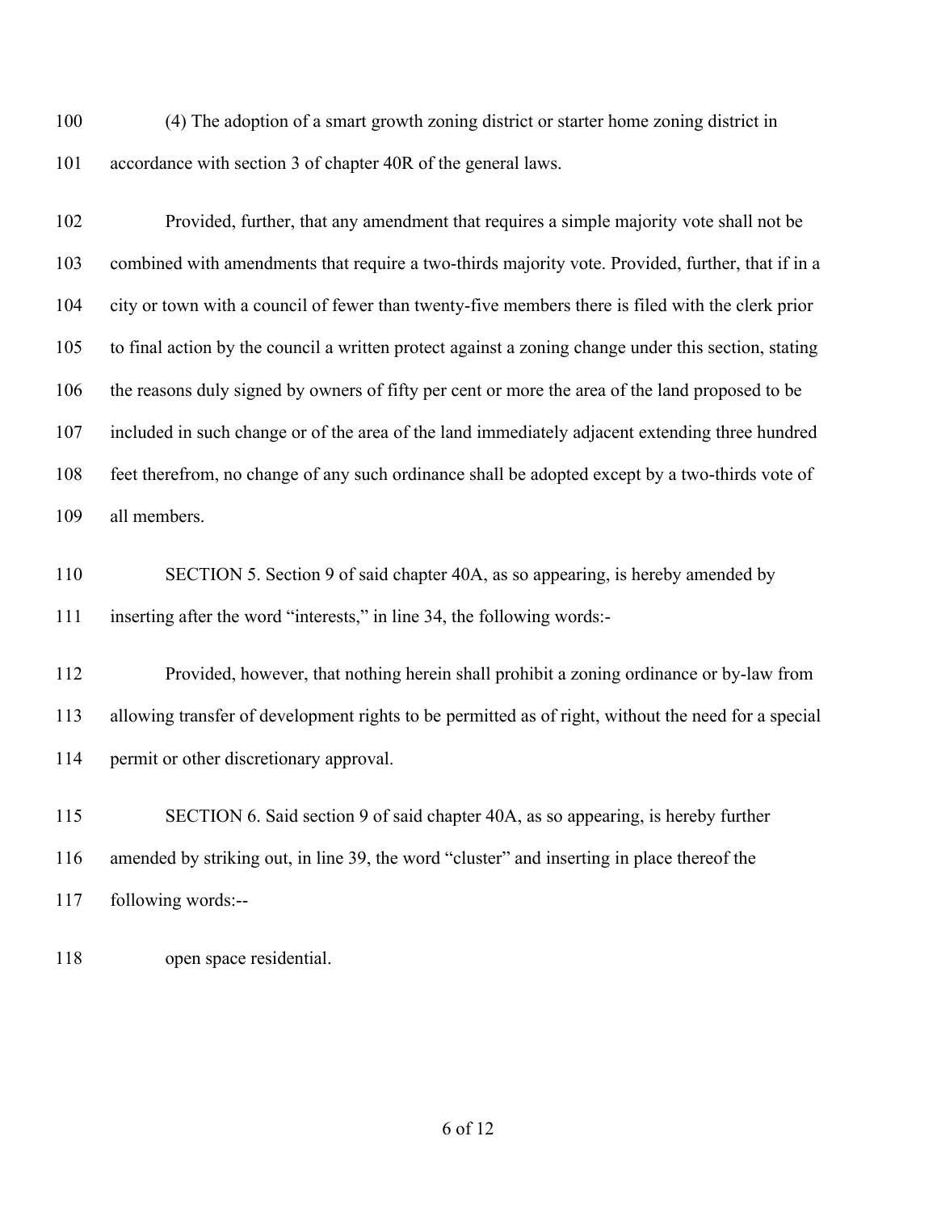(4) The adoption of a smart growth zoning district or starter home zoning district in accordance with section 3 of chapter 40R of the general laws.

Provided, further, that any amendment that requires a simple majority vote shall not be combined with amendments that require a two-thirds majority vote. Provided, further, that if in a city or town with a council of fewer than twenty-five members there is filed with the clerk prior to final action by the council a written protect against a zoning change under this section, stating the reasons duly signed by owners of fifty per cent or more the area of the land proposed to be included in such change or of the area of the land immediately adjacent extending three hundred feet therefrom, no change of any such ordinance shall be adopted except by a two-thirds vote of all members.

SECTION 5. Section 9 of said chapter 40A, as so appearing, is hereby amended by inserting after the word "interests," in line 34, the following words:-

Provided, however, that nothing herein shall prohibit a zoning ordinance or by-law from allowing transfer of development rights to be permitted as of right, without the need for a special permit or other discretionary approval.

SECTION 6. Said section 9 of said chapter 40A, as so appearing, is hereby further amended by striking out, in line 39, the word "cluster" and inserting in place thereof the following words:--

open space residential.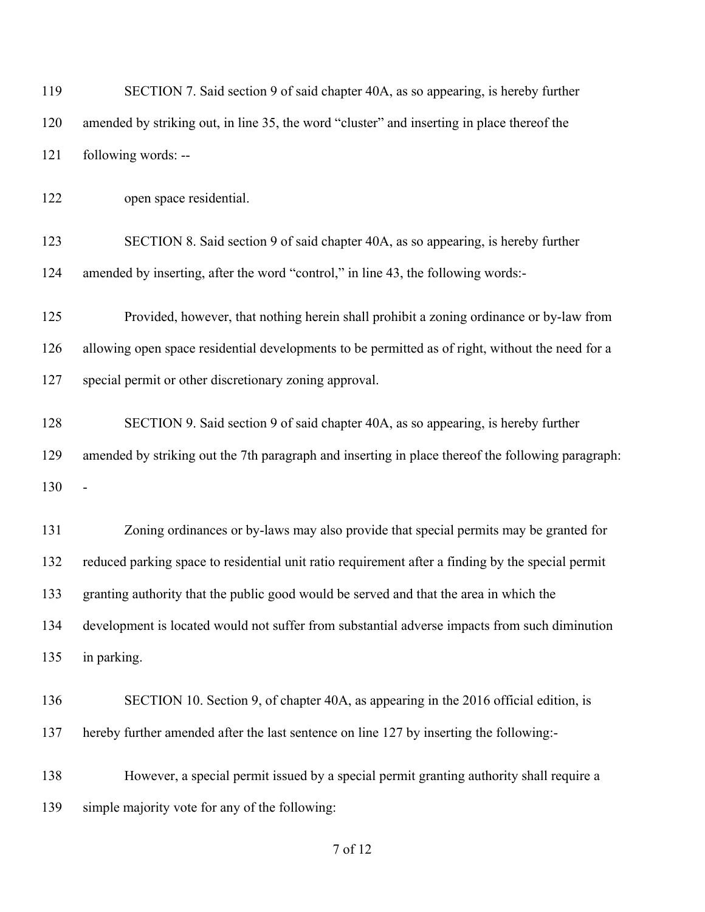SECTION 7. Said section 9 of said chapter 40A, as so appearing, is hereby further amended by striking out, in line 35, the word "cluster" and inserting in place thereof the following words: --

open space residential.

SECTION 8. Said section 9 of said chapter 40A, as so appearing, is hereby further amended by inserting, after the word "control," in line 43, the following words:-

Provided, however, that nothing herein shall prohibit a zoning ordinance or by-law from allowing open space residential developments to be permitted as of right, without the need for a special permit or other discretionary zoning approval.

SECTION 9. Said section 9 of said chapter 40A, as so appearing, is hereby further amended by striking out the 7th paragraph and inserting in place thereof the following paragraph: -

Zoning ordinances or by-laws may also provide that special permits may be granted for reduced parking space to residential unit ratio requirement after a finding by the special permit granting authority that the public good would be served and that the area in which the development is located would not suffer from substantial adverse impacts from such diminution in parking.

SECTION 10. Section 9, of chapter 40A, as appearing in the 2016 official edition, is hereby further amended after the last sentence on line 127 by inserting the following:-

However, a special permit issued by a special permit granting authority shall require a simple majority vote for any of the following: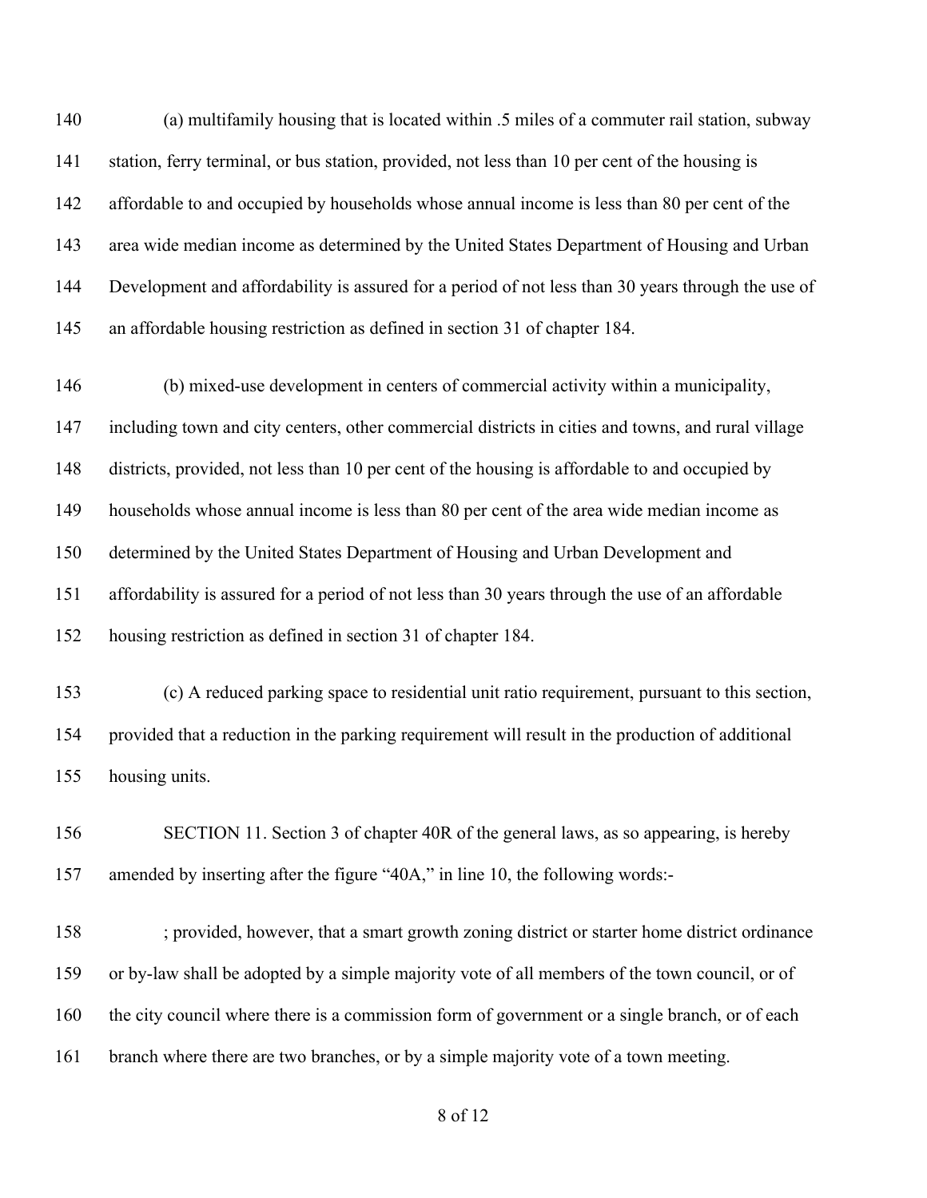(a) multifamily housing that is located within .5 miles of a commuter rail station, subway station, ferry terminal, or bus station, provided, not less than 10 per cent of the housing is affordable to and occupied by households whose annual income is less than 80 per cent of the area wide median income as determined by the United States Department of Housing and Urban Development and affordability is assured for a period of not less than 30 years through the use of an affordable housing restriction as defined in section 31 of chapter 184.

(b) mixed-use development in centers of commercial activity within a municipality, including town and city centers, other commercial districts in cities and towns, and rural village districts, provided, not less than 10 per cent of the housing is affordable to and occupied by households whose annual income is less than 80 per cent of the area wide median income as determined by the United States Department of Housing and Urban Development and affordability is assured for a period of not less than 30 years through the use of an affordable housing restriction as defined in section 31 of chapter 184.

(c) A reduced parking space to residential unit ratio requirement, pursuant to this section, provided that a reduction in the parking requirement will result in the production of additional housing units.

SECTION 11. Section 3 of chapter 40R of the general laws, as so appearing, is hereby amended by inserting after the figure "40A," in line 10, the following words:-

; provided, however, that a smart growth zoning district or starter home district ordinance or by-law shall be adopted by a simple majority vote of all members of the town council, or of the city council where there is a commission form of government or a single branch, or of each branch where there are two branches, or by a simple majority vote of a town meeting.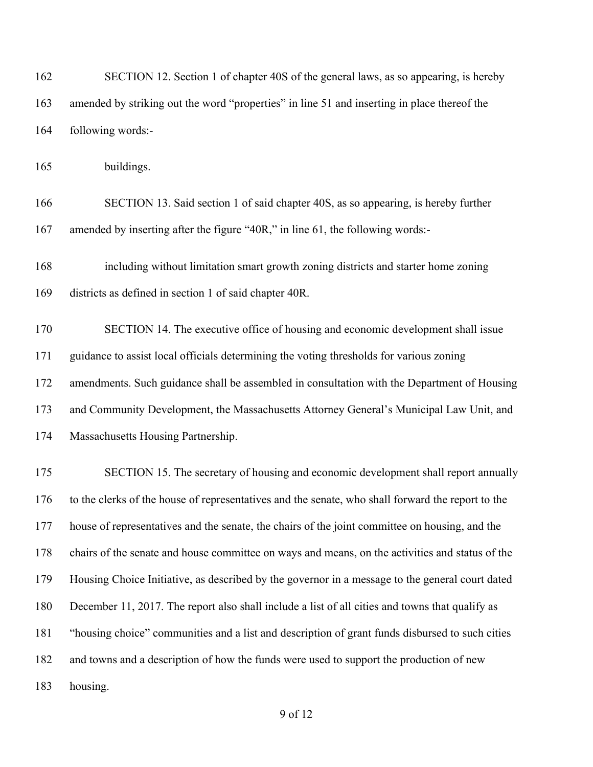SECTION 12. Section 1 of chapter 40S of the general laws, as so appearing, is hereby amended by striking out the word "properties" in line 51 and inserting in place thereof the following words:-

buildings.

SECTION 13. Said section 1 of said chapter 40S, as so appearing, is hereby further amended by inserting after the figure "40R," in line 61, the following words:-

including without limitation smart growth zoning districts and starter home zoning districts as defined in section 1 of said chapter 40R.

SECTION 14. The executive office of housing and economic development shall issue guidance to assist local officials determining the voting thresholds for various zoning amendments. Such guidance shall be assembled in consultation with the Department of Housing and Community Development, the Massachusetts Attorney General's Municipal Law Unit, and Massachusetts Housing Partnership.

SECTION 15. The secretary of housing and economic development shall report annually to the clerks of the house of representatives and the senate, who shall forward the report to the house of representatives and the senate, the chairs of the joint committee on housing, and the chairs of the senate and house committee on ways and means, on the activities and status of the Housing Choice Initiative, as described by the governor in a message to the general court dated December 11, 2017. The report also shall include a list of all cities and towns that qualify as "housing choice" communities and a list and description of grant funds disbursed to such cities and towns and a description of how the funds were used to support the production of new housing.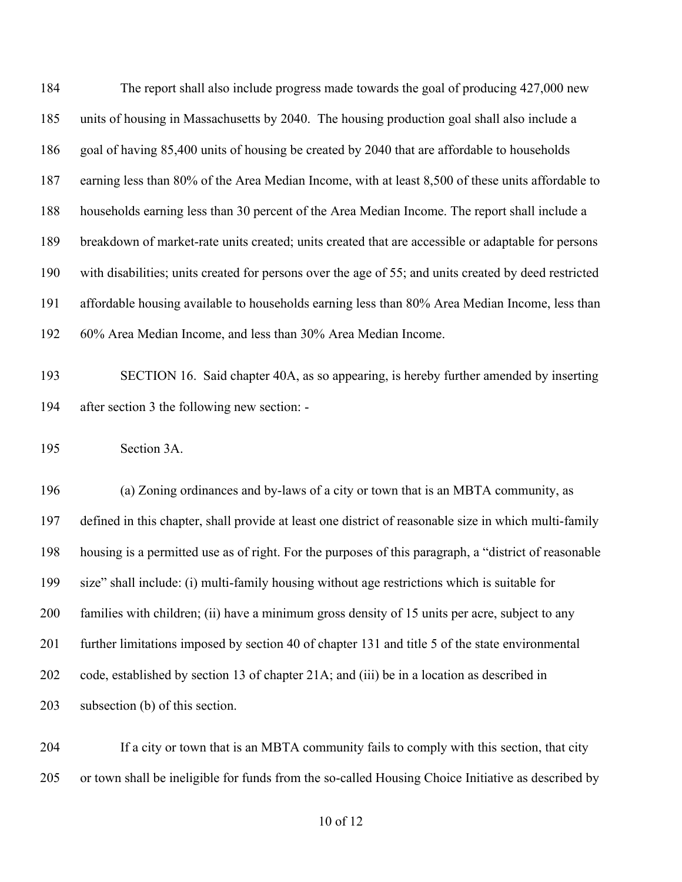The report shall also include progress made towards the goal of producing 427,000 new units of housing in Massachusetts by 2040. The housing production goal shall also include a goal of having 85,400 units of housing be created by 2040 that are affordable to households earning less than 80% of the Area Median Income, with at least 8,500 of these units affordable to households earning less than 30 percent of the Area Median Income. The report shall include a breakdown of market-rate units created; units created that are accessible or adaptable for persons with disabilities; units created for persons over the age of 55; and units created by deed restricted affordable housing available to households earning less than 80% Area Median Income, less than 60% Area Median Income, and less than 30% Area Median Income.

SECTION 16. Said chapter 40A, as so appearing, is hereby further amended by inserting after section 3 the following new section: -

Section 3A.

(a) Zoning ordinances and by-laws of a city or town that is an MBTA community, as defined in this chapter, shall provide at least one district of reasonable size in which multi-family housing is a permitted use as of right. For the purposes of this paragraph, a "district of reasonable size" shall include: (i) multi-family housing without age restrictions which is suitable for families with children; (ii) have a minimum gross density of 15 units per acre, subject to any further limitations imposed by section 40 of chapter 131 and title 5 of the state environmental code, established by section 13 of chapter 21A; and (iii) be in a location as described in subsection (b) of this section.

If a city or town that is an MBTA community fails to comply with this section, that city or town shall be ineligible for funds from the so-called Housing Choice Initiative as described by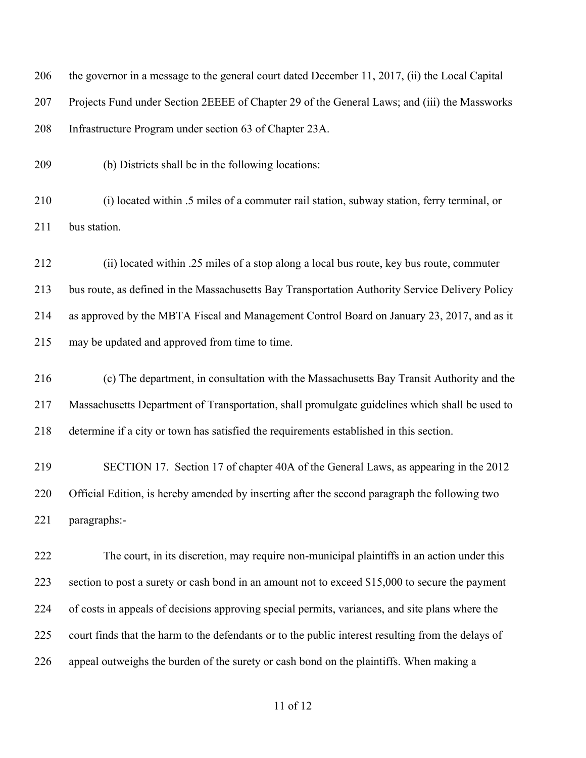the governor in a message to the general court dated December 11, 2017, (ii) the Local Capital Projects Fund under Section 2EEEE of Chapter 29 of the General Laws; and (iii) the Massworks Infrastructure Program under section 63 of Chapter 23A.

(b) Districts shall be in the following locations:

(i) located within .5 miles of a commuter rail station, subway station, ferry terminal, or bus station.

(ii) located within .25 miles of a stop along a local bus route, key bus route, commuter bus route, as defined in the Massachusetts Bay Transportation Authority Service Delivery Policy as approved by the MBTA Fiscal and Management Control Board on January 23, 2017, and as it may be updated and approved from time to time.

(c) The department, in consultation with the Massachusetts Bay Transit Authority and the Massachusetts Department of Transportation, shall promulgate guidelines which shall be used to determine if a city or town has satisfied the requirements established in this section.

SECTION 17. Section 17 of chapter 40A of the General Laws, as appearing in the 2012 Official Edition, is hereby amended by inserting after the second paragraph the following two paragraphs:-

The court, in its discretion, may require non-municipal plaintiffs in an action under this section to post a surety or cash bond in an amount not to exceed $15,000 to secure the payment of costs in appeals of decisions approving special permits, variances, and site plans where the court finds that the harm to the defendants or to the public interest resulting from the delays of appeal outweighs the burden of the surety or cash bond on the plaintiffs. When making a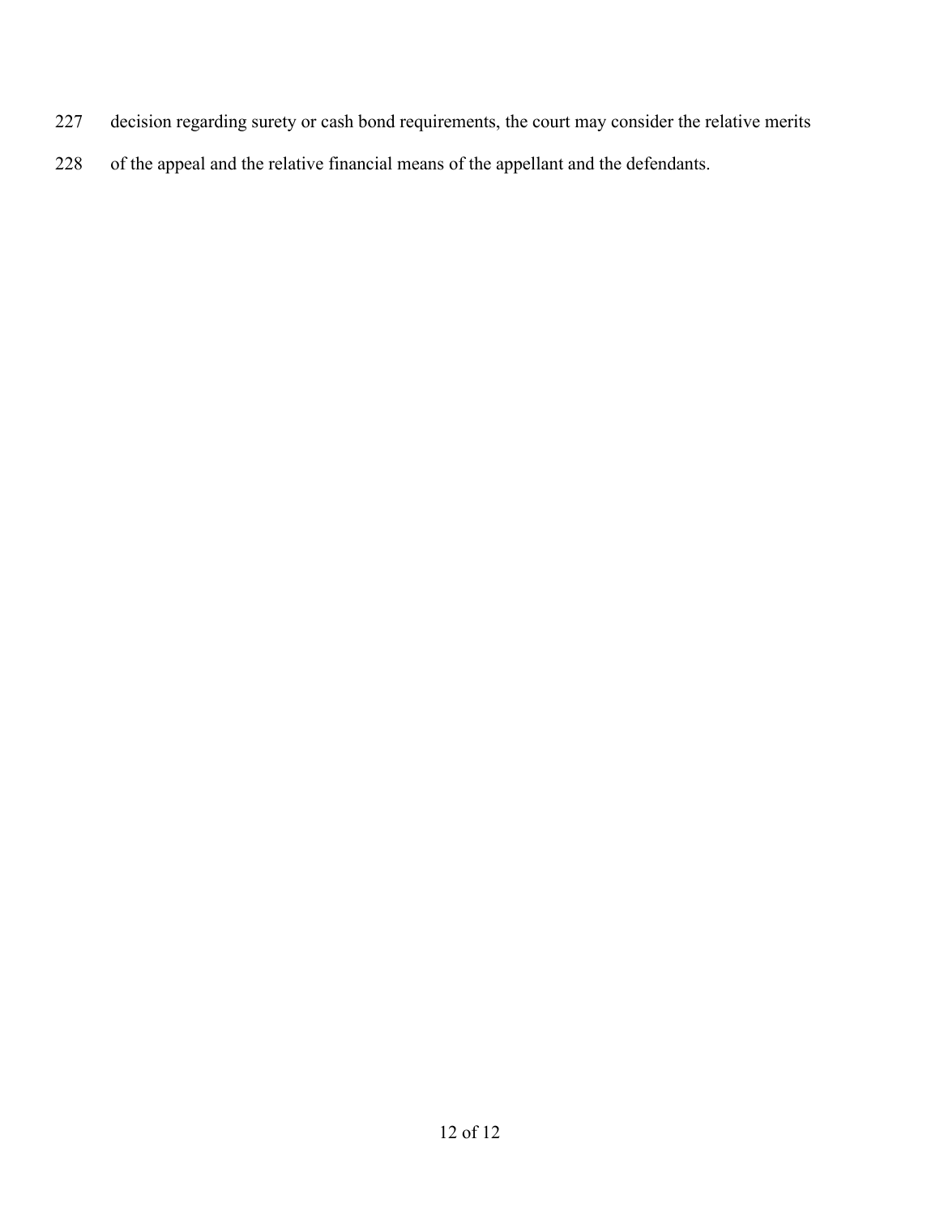227 decision regarding surety or cash bond requirements, the court may consider the relative merits

228 of the appeal and the relative financial means of the appellant and the defendants.